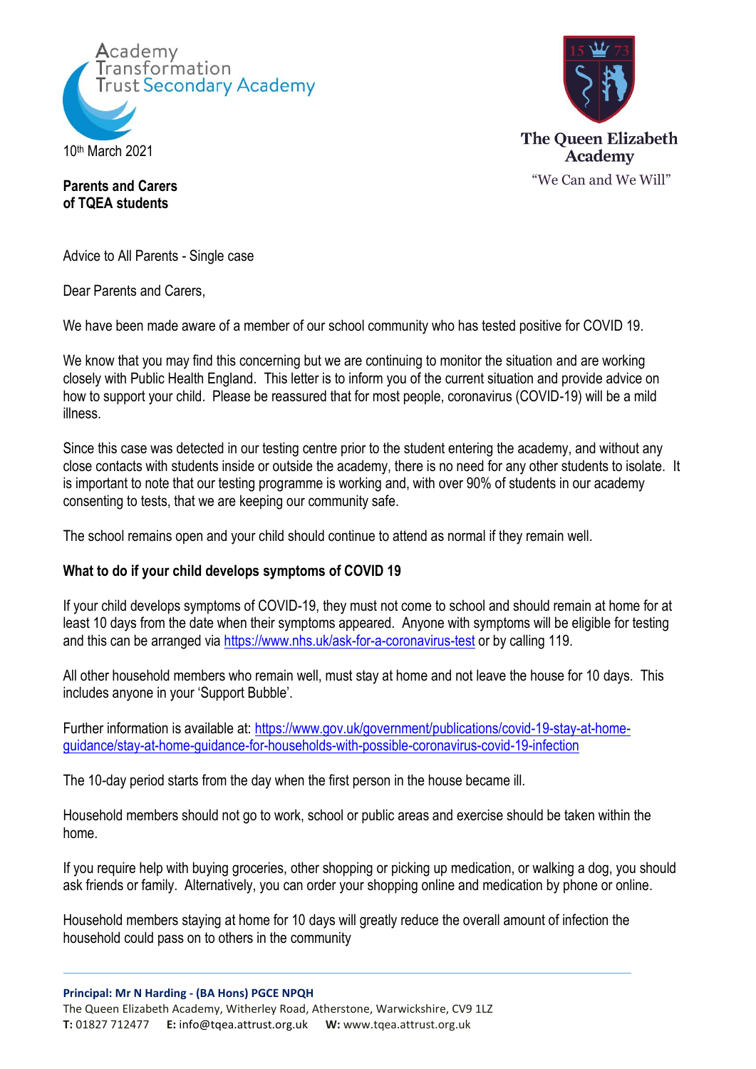Academy Transformation Trust Secondary Academy

The Queen Elizabeth Academy

"We Can and We Will"

10th March 2021

**Parents and Carers**
**of TQEA students**

Advice to All Parents - Single case

Dear Parents and Carers,

We have been made aware of a member of our school community who has tested positive for COVID 19.

We know that you may find this concerning but we are continuing to monitor the situation and are working closely with Public Health England. This letter is to inform you of the current situation and provide advice on how to support your child. Please be reassured that for most people, coronavirus (COVID-19) will be a mild illness.

Since this case was detected in our testing centre prior to the student entering the academy, and without any close contacts with students inside or outside the academy, there is no need for any other students to isolate. It is important to note that our testing programme is working and, with over 90% of students in our academy consenting to tests, that we are keeping our community safe.

The school remains open and your child should continue to attend as normal if they remain well.

**What to do if your child develops symptoms of COVID 19**

If your child develops symptoms of COVID-19, they must not come to school and should remain at home for at least 10 days from the date when their symptoms appeared. Anyone with symptoms will be eligible for testing and this can be arranged via https://www.nhs.uk/ask-for-a-coronavirus-test or by calling 119.

All other household members who remain well, must stay at home and not leave the house for 10 days. This includes anyone in your 'Support Bubble'.

Further information is available at: https://www.gov.uk/government/publications/covid-19-stay-at-home-guidance/stay-at-home-guidance-for-households-with-possible-coronavirus-covid-19-infection

The 10-day period starts from the day when the first person in the house became ill.

Household members should not go to work, school or public areas and exercise should be taken within the home.

If you require help with buying groceries, other shopping or picking up medication, or walking a dog, you should ask friends or family. Alternatively, you can order your shopping online and medication by phone or online.

Household members staying at home for 10 days will greatly reduce the overall amount of infection the household could pass on to others in the community

**Principal: Mr N Harding - (BA Hons) PGCE NPQH**
The Queen Elizabeth Academy, Witherley Road, Atherstone, Warwickshire, CV9 1LZ
**T:** 01827 712477 **E:** info@tqea.attrust.org.uk **W:** www.tqea.attrust.org.uk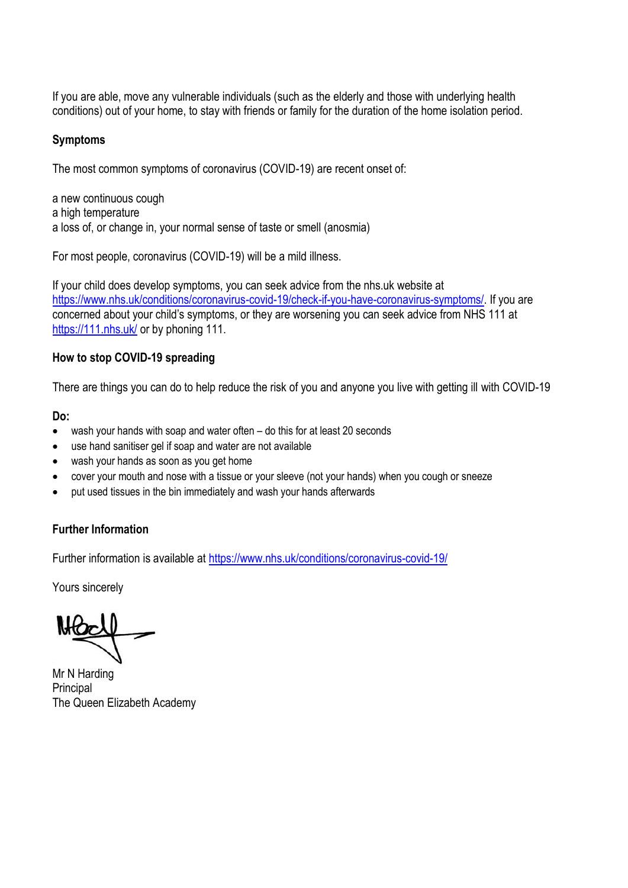If you are able, move any vulnerable individuals (such as the elderly and those with underlying health conditions) out of your home, to stay with friends or family for the duration of the home isolation period.

**Symptoms**

The most common symptoms of coronavirus (COVID-19) are recent onset of:

a new continuous cough
a high temperature
a loss of, or change in, your normal sense of taste or smell (anosmia)

For most people, coronavirus (COVID-19) will be a mild illness.

If your child does develop symptoms, you can seek advice from the nhs.uk website at https://www.nhs.uk/conditions/coronavirus-covid-19/check-if-you-have-coronavirus-symptoms/. If you are concerned about your child's symptoms, or they are worsening you can seek advice from NHS 111 at https://111.nhs.uk/ or by phoning 111.

**How to stop COVID-19 spreading**

There are things you can do to help reduce the risk of you and anyone you live with getting ill with COVID-19

**Do:**

- wash your hands with soap and water often – do this for at least 20 seconds
- use hand sanitiser gel if soap and water are not available
- wash your hands as soon as you get home
- cover your mouth and nose with a tissue or your sleeve (not your hands) when you cough or sneeze
- put used tissues in the bin immediately and wash your hands afterwards

**Further Information**

Further information is available at https://www.nhs.uk/conditions/coronavirus-covid-19/

Yours sincerely

Mr N Harding
Principal
The Queen Elizabeth Academy